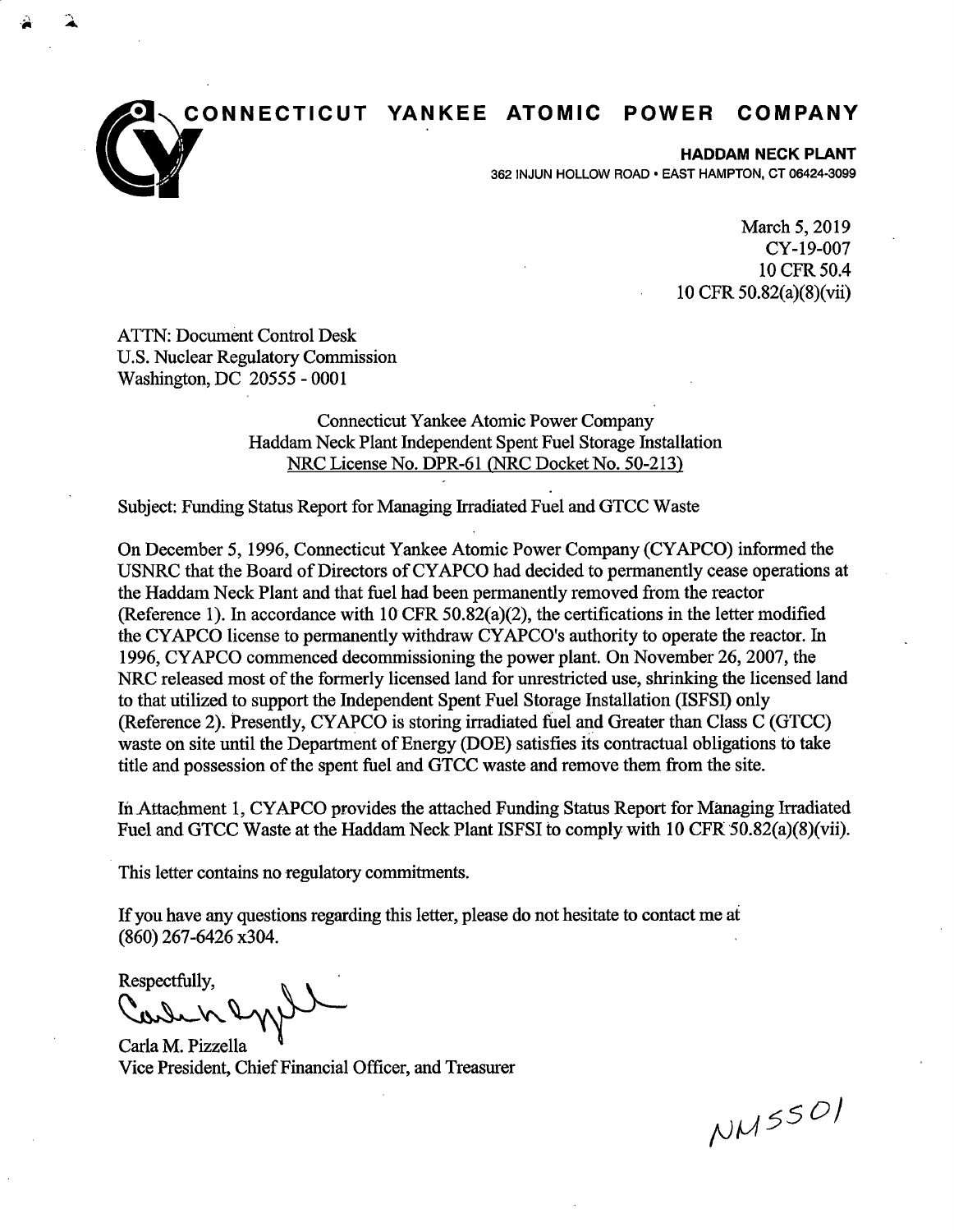# CONNECTICUT YANKEE ATOMIC POWER COMPANY

**HADDAM NECK PLANT**
362 INJUN HOLLOW ROAD • EAST HAMPTON, CT 06424-3099

March 5, 2019
CY-19-007
10 CFR 50.4
10 CFR 50.82(a)(8)(vii)

ATTN: Document Control Desk
U.S. Nuclear Regulatory Commission
Washington, DC 20555 - 0001

Connecticut Yankee Atomic Power Company
Haddam Neck Plant Independent Spent Fuel Storage Installation
NRC License No. DPR-61 (NRC Docket No. 50-213)

Subject: Funding Status Report for Managing Irradiated Fuel and GTCC Waste

On December 5, 1996, Connecticut Yankee Atomic Power Company (CYAPCO) informed the USNRC that the Board of Directors of CYAPCO had decided to permanently cease operations at the Haddam Neck Plant and that fuel had been permanently removed from the reactor (Reference 1). In accordance with 10 CFR 50.82(a)(2), the certifications in the letter modified the CYAPCO license to permanently withdraw CYAPCO's authority to operate the reactor. In 1996, CYAPCO commenced decommissioning the power plant. On November 26, 2007, the NRC released most of the formerly licensed land for unrestricted use, shrinking the licensed land to that utilized to support the Independent Spent Fuel Storage Installation (ISFSI) only (Reference 2). Presently, CYAPCO is storing irradiated fuel and Greater than Class C (GTCC) waste on site until the Department of Energy (DOE) satisfies its contractual obligations to take title and possession of the spent fuel and GTCC waste and remove them from the site.

In Attachment 1, CYAPCO provides the attached Funding Status Report for Managing Irradiated Fuel and GTCC Waste at the Haddam Neck Plant ISFSI to comply with 10 CFR 50.82(a)(8)(vii).

This letter contains no regulatory commitments.

If you have any questions regarding this letter, please do not hesitate to contact me at (860) 267-6426 x304.

Respectfully,

Carla M. Pizzella
Vice President, Chief Financial Officer, and Treasurer

NM5501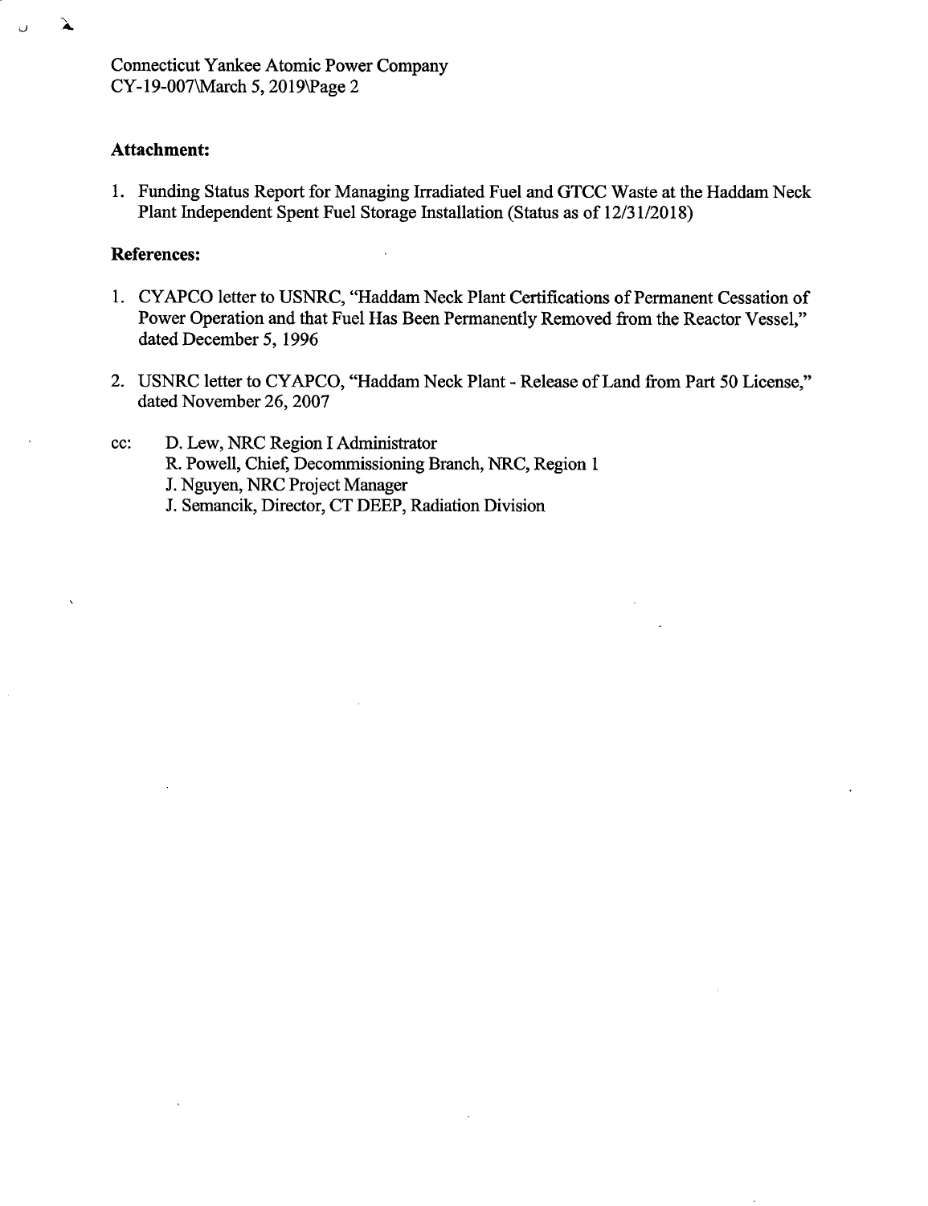**Attachment:**

1. Funding Status Report for Managing Irradiated Fuel and GTCC Waste at the Haddam Neck Plant Independent Spent Fuel Storage Installation (Status as of 12/31/2018)

**References:**

1. CYAPCO letter to USNRC, "Haddam Neck Plant Certifications of Permanent Cessation of Power Operation and that Fuel Has Been Permanently Removed from the Reactor Vessel," dated December 5, 1996

2. USNRC letter to CYAPCO, "Haddam Neck Plant - Release of Land from Part 50 License," dated November 26, 2007

cc: D. Lew, NRC Region I Administrator
R. Powell, Chief, Decommissioning Branch, NRC, Region 1
J. Nguyen, NRC Project Manager
J. Semancik, Director, CT DEEP, Radiation Division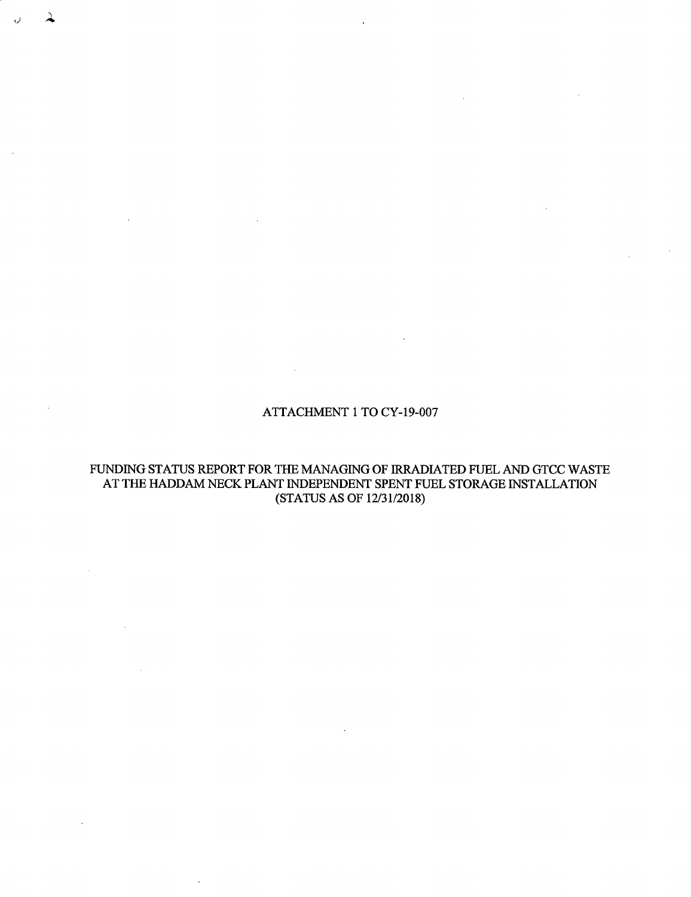ATTACHMENT 1 TO CY-19-007

FUNDING STATUS REPORT FOR THE MANAGING OF IRRADIATED FUEL AND GTCC WASTE AT THE HADDAM NECK PLANT INDEPENDENT SPENT FUEL STORAGE INSTALLATION (STATUS AS OF 12/31/2018)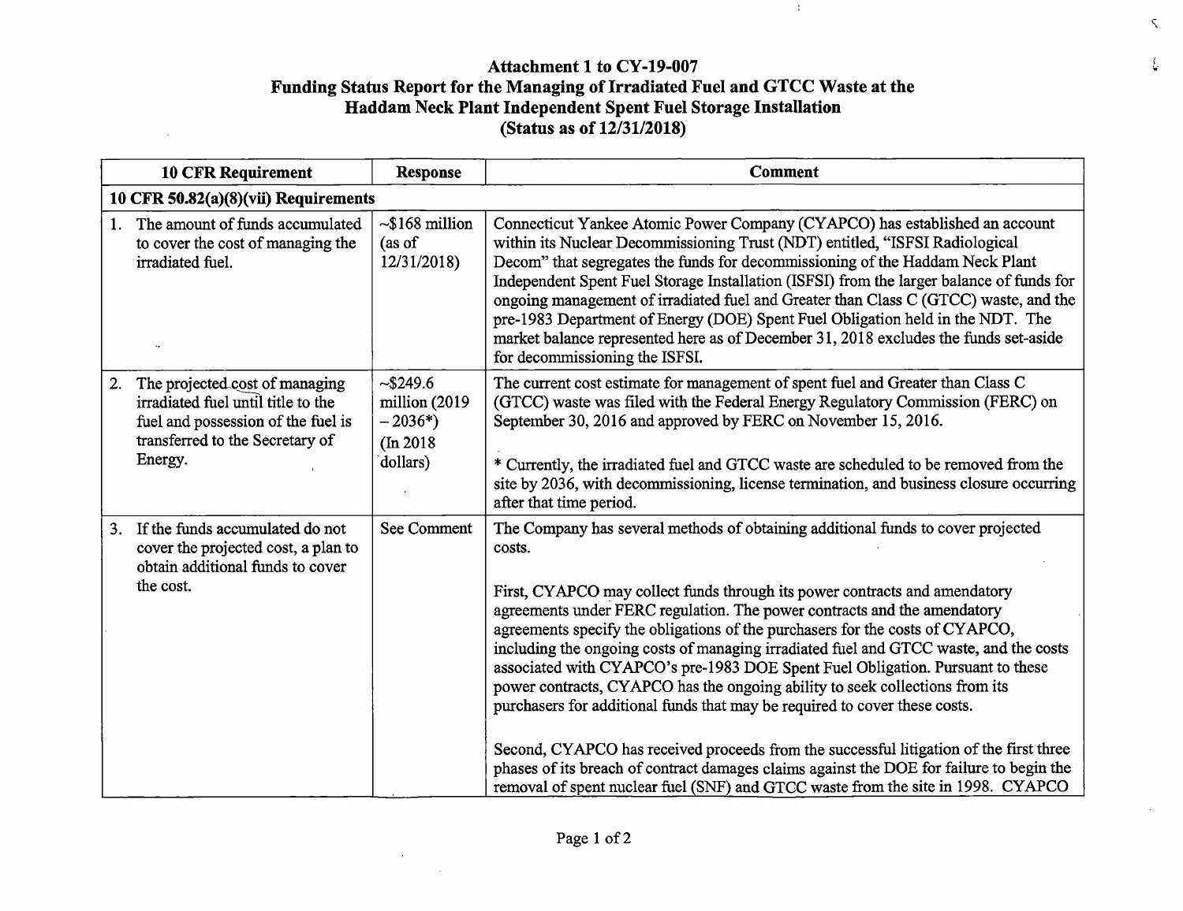**Attachment 1 to CY-19-007**
**Funding Status Report for the Managing of Irradiated Fuel and GTCC Waste at the Haddam Neck Plant Independent Spent Fuel Storage Installation**
**(Status as of 12/31/2018)**

| 10 CFR Requirement | Response | Comment |
|---|---|---|
| **10 CFR 50.82(a)(8)(vii) Requirements** | | |
| 1. The amount of funds accumulated to cover the cost of managing the irradiated fuel. | ~$168 million (as of 12/31/2018) | Connecticut Yankee Atomic Power Company (CYAPCO) has established an account within its Nuclear Decommissioning Trust (NDT) entitled, "ISFSI Radiological Decom" that segregates the funds for decommissioning of the Haddam Neck Plant Independent Spent Fuel Storage Installation (ISFSI) from the larger balance of funds for ongoing management of irradiated fuel and Greater than Class C (GTCC) waste, and the pre-1983 Department of Energy (DOE) Spent Fuel Obligation held in the NDT. The market balance represented here as of December 31, 2018 excludes the funds set-aside for decommissioning the ISFSI. |
| 2. The projected cost of managing irradiated fuel until title to the fuel and possession of the fuel is transferred to the Secretary of Energy. | ~$249.6 million (2019 – 2036*) (In 2018 dollars) | The current cost estimate for management of spent fuel and Greater than Class C (GTCC) waste was filed with the Federal Energy Regulatory Commission (FERC) on September 30, 2016 and approved by FERC on November 15, 2016.<br><br>* Currently, the irradiated fuel and GTCC waste are scheduled to be removed from the site by 2036, with decommissioning, license termination, and business closure occurring after that time period. |
| 3. If the funds accumulated do not cover the projected cost, a plan to obtain additional funds to cover the cost. | See Comment | The Company has several methods of obtaining additional funds to cover projected costs.<br><br>First, CYAPCO may collect funds through its power contracts and amendatory agreements under FERC regulation. The power contracts and the amendatory agreements specify the obligations of the purchasers for the costs of CYAPCO, including the ongoing costs of managing irradiated fuel and GTCC waste, and the costs associated with CYAPCO's pre-1983 DOE Spent Fuel Obligation. Pursuant to these power contracts, CYAPCO has the ongoing ability to seek collections from its purchasers for additional funds that may be required to cover these costs.<br><br>Second, CYAPCO has received proceeds from the successful litigation of the first three phases of its breach of contract damages claims against the DOE for failure to begin the removal of spent nuclear fuel (SNF) and GTCC waste from the site in 1998. CYAPCO |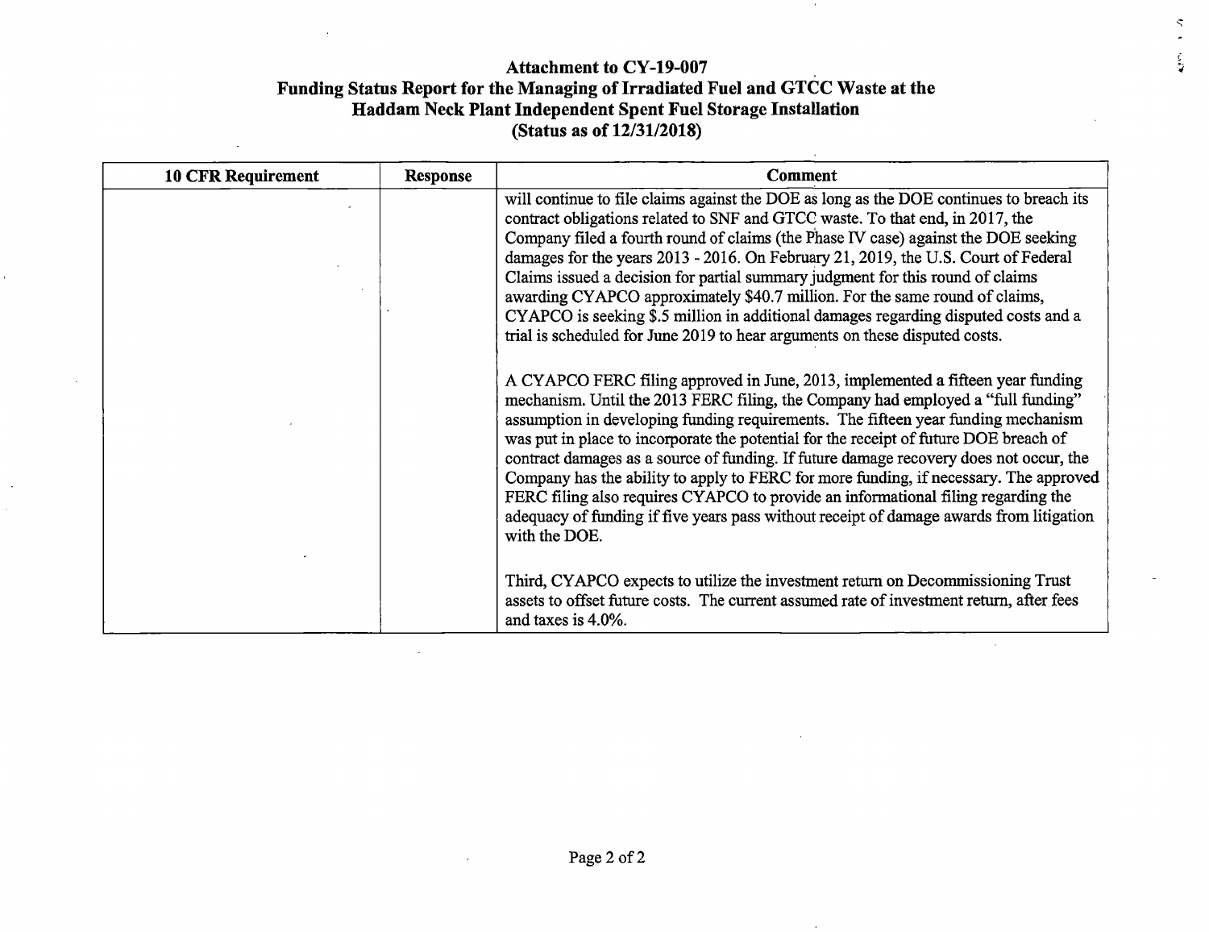**Attachment to CY-19-007**
**Funding Status Report for the Managing of Irradiated Fuel and GTCC Waste at the Haddam Neck Plant Independent Spent Fuel Storage Installation**
**(Status as of 12/31/2018)**

| 10 CFR Requirement | Response | Comment |
|---|---|---|
| | | will continue to file claims against the DOE as long as the DOE continues to breach its contract obligations related to SNF and GTCC waste. To that end, in 2017, the Company filed a fourth round of claims (the Phase IV case) against the DOE seeking damages for the years 2013 - 2016. On February 21, 2019, the U.S. Court of Federal Claims issued a decision for partial summary judgment for this round of claims awarding CYAPCO approximately $40.7 million. For the same round of claims, CYAPCO is seeking $.5 million in additional damages regarding disputed costs and a trial is scheduled for June 2019 to hear arguments on these disputed costs.<br><br>A CYAPCO FERC filing approved in June, 2013, implemented a fifteen year funding mechanism. Until the 2013 FERC filing, the Company had employed a "full funding" assumption in developing funding requirements. The fifteen year funding mechanism was put in place to incorporate the potential for the receipt of future DOE breach of contract damages as a source of funding. If future damage recovery does not occur, the Company has the ability to apply to FERC for more funding, if necessary. The approved FERC filing also requires CYAPCO to provide an informational filing regarding the adequacy of funding if five years pass without receipt of damage awards from litigation with the DOE.<br><br>Third, CYAPCO expects to utilize the investment return on Decommissioning Trust assets to offset future costs. The current assumed rate of investment return, after fees and taxes is 4.0%. |